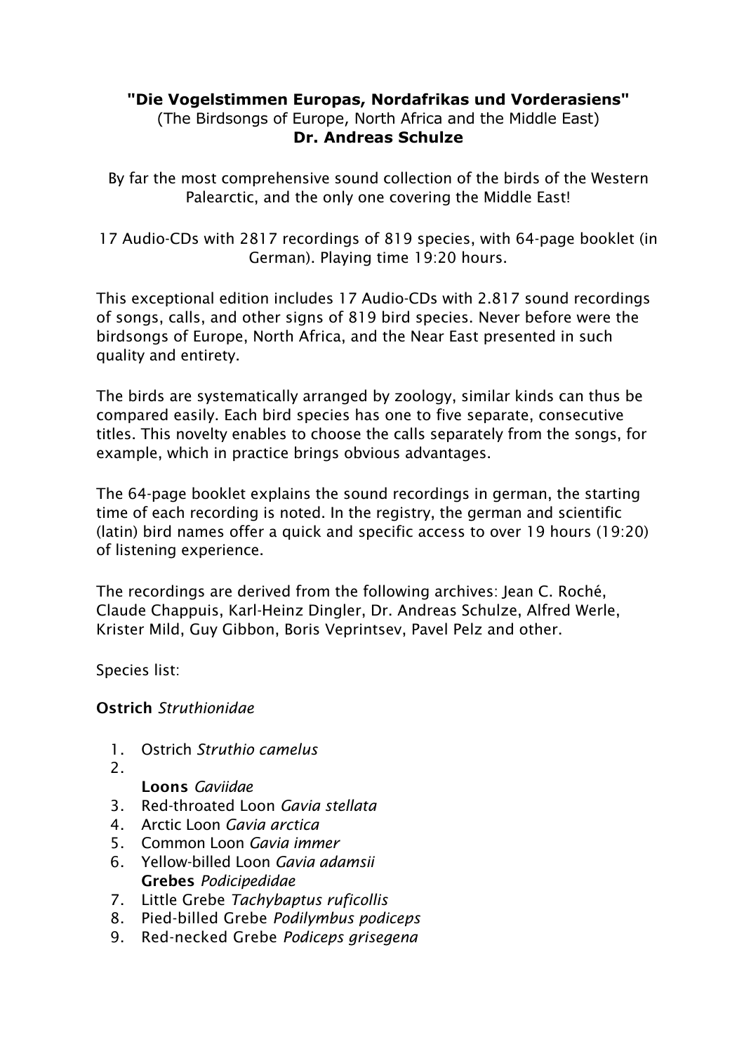**"Die Vogelstimmen Europas, Nordafrikas und Vorderasiens"**
(The Birdsongs of Europe, North Africa and the Middle East)
**Dr. Andreas Schulze**

By far the most comprehensive sound collection of the birds of the Western Palearctic, and the only one covering the Middle East!

17 Audio-CDs with 2817 recordings of 819 species, with 64-page booklet (in German). Playing time 19:20 hours.

This exceptional edition includes 17 Audio-CDs with 2.817 sound recordings of songs, calls, and other signs of 819 bird species. Never before were the birdsongs of Europe, North Africa, and the Near East presented in such quality and entirety.

The birds are systematically arranged by zoology, similar kinds can thus be compared easily. Each bird species has one to five separate, consecutive titles. This novelty enables to choose the calls separately from the songs, for example, which in practice brings obvious advantages.

The 64-page booklet explains the sound recordings in german, the starting time of each recording is noted. In the registry, the german and scientific (latin) bird names offer a quick and specific access to over 19 hours (19:20) of listening experience.

The recordings are derived from the following archives: Jean C. Roché, Claude Chappuis, Karl-Heinz Dingler, Dr. Andreas Schulze, Alfred Werle, Krister Mild, Guy Gibbon, Boris Veprintsev, Pavel Pelz and other.

Species list:

**Ostrich** *Struthionidae*

1. Ostrich *Struthio camelus*
2. 
   **Loons** *Gaviidae*
3. Red-throated Loon *Gavia stellata*
4. Arctic Loon *Gavia arctica*
5. Common Loon *Gavia immer*
6. Yellow-billed Loon *Gavia adamsii*
   **Grebes** *Podicipedidae*
7. Little Grebe *Tachybaptus ruficollis*
8. Pied-billed Grebe *Podilymbus podiceps*
9. Red-necked Grebe *Podiceps grisegena*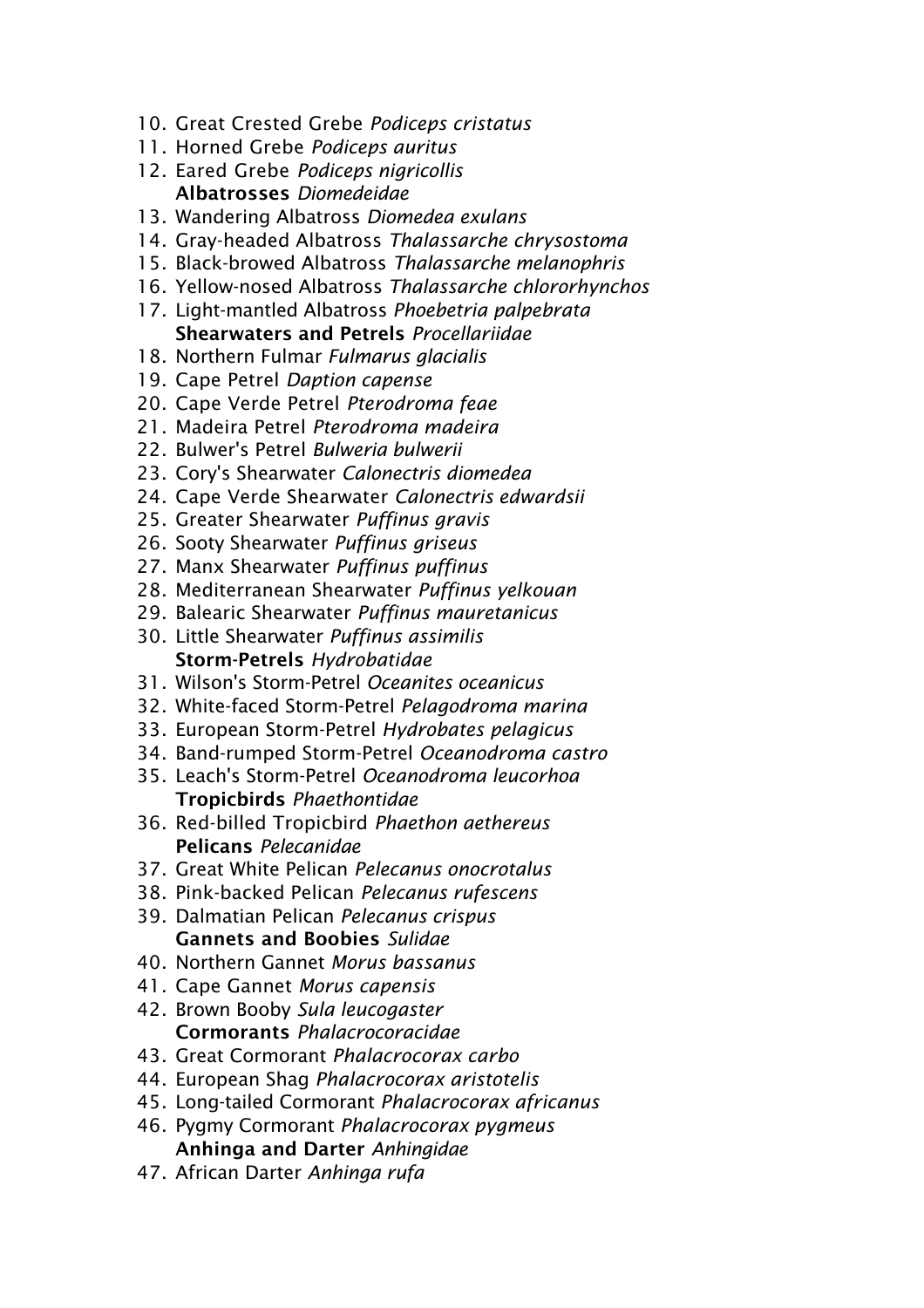10. Great Crested Grebe *Podiceps cristatus*
11. Horned Grebe *Podiceps auritus*
12. Eared Grebe *Podiceps nigricollis*

**Albatrosses** *Diomedeidae*

13. Wandering Albatross *Diomedea exulans*
14. Gray-headed Albatross *Thalassarche chrysostoma*
15. Black-browed Albatross *Thalassarche melanophris*
16. Yellow-nosed Albatross *Thalassarche chlororhynchos*
17. Light-mantled Albatross *Phoebetria palpebrata*

**Shearwaters and Petrels** *Procellariidae*

18. Northern Fulmar *Fulmarus glacialis*
19. Cape Petrel *Daption capense*
20. Cape Verde Petrel *Pterodroma feae*
21. Madeira Petrel *Pterodroma madeira*
22. Bulwer's Petrel *Bulweria bulwerii*
23. Cory's Shearwater *Calonectris diomedea*
24. Cape Verde Shearwater *Calonectris edwardsii*
25. Greater Shearwater *Puffinus gravis*
26. Sooty Shearwater *Puffinus griseus*
27. Manx Shearwater *Puffinus puffinus*
28. Mediterranean Shearwater *Puffinus yelkouan*
29. Balearic Shearwater *Puffinus mauretanicus*
30. Little Shearwater *Puffinus assimilis*

**Storm-Petrels** *Hydrobatidae*

31. Wilson's Storm-Petrel *Oceanites oceanicus*
32. White-faced Storm-Petrel *Pelagodroma marina*
33. European Storm-Petrel *Hydrobates pelagicus*
34. Band-rumped Storm-Petrel *Oceanodroma castro*
35. Leach's Storm-Petrel *Oceanodroma leucorhoa*

**Tropicbirds** *Phaethontidae*

36. Red-billed Tropicbird *Phaethon aethereus*

**Pelicans** *Pelecanidae*

37. Great White Pelican *Pelecanus onocrotalus*
38. Pink-backed Pelican *Pelecanus rufescens*
39. Dalmatian Pelican *Pelecanus crispus*

**Gannets and Boobies** *Sulidae*

40. Northern Gannet *Morus bassanus*
41. Cape Gannet *Morus capensis*
42. Brown Booby *Sula leucogaster*

**Cormorants** *Phalacrocoracidae*

43. Great Cormorant *Phalacrocorax carbo*
44. European Shag *Phalacrocorax aristotelis*
45. Long-tailed Cormorant *Phalacrocorax africanus*
46. Pygmy Cormorant *Phalacrocorax pygmeus*

**Anhinga and Darter** *Anhingidae*

47. African Darter *Anhinga rufa*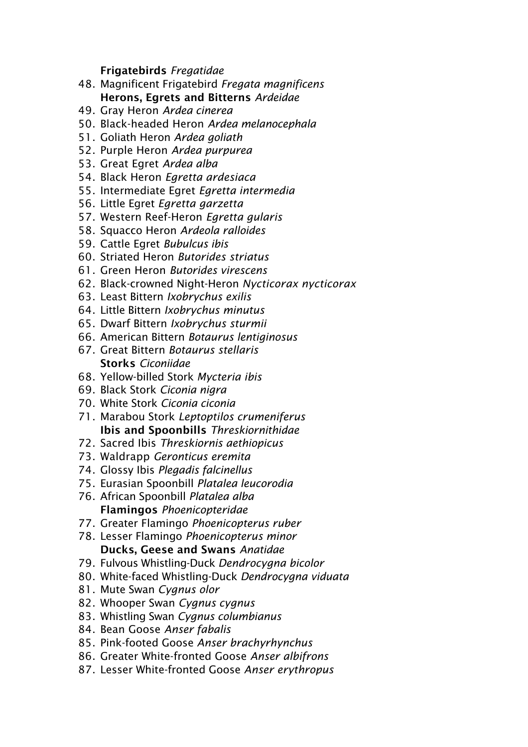**Frigatebirds** *Fregatidae*

48. Magnificent Frigatebird *Fregata magnificens*

**Herons, Egrets and Bitterns** *Ardeidae*

49. Gray Heron *Ardea cinerea*
50. Black-headed Heron *Ardea melanocephala*
51. Goliath Heron *Ardea goliath*
52. Purple Heron *Ardea purpurea*
53. Great Egret *Ardea alba*
54. Black Heron *Egretta ardesiaca*
55. Intermediate Egret *Egretta intermedia*
56. Little Egret *Egretta garzetta*
57. Western Reef-Heron *Egretta gularis*
58. Squacco Heron *Ardeola ralloides*
59. Cattle Egret *Bubulcus ibis*
60. Striated Heron *Butorides striatus*
61. Green Heron *Butorides virescens*
62. Black-crowned Night-Heron *Nycticorax nycticorax*
63. Least Bittern *Ixobrychus exilis*
64. Little Bittern *Ixobrychus minutus*
65. Dwarf Bittern *Ixobrychus sturmii*
66. American Bittern *Botaurus lentiginosus*
67. Great Bittern *Botaurus stellaris*

**Storks** *Ciconiidae*

68. Yellow-billed Stork *Mycteria ibis*
69. Black Stork *Ciconia nigra*
70. White Stork *Ciconia ciconia*
71. Marabou Stork *Leptoptilos crumeniferus*

**Ibis and Spoonbills** *Threskiornithidae*

72. Sacred Ibis *Threskiornis aethiopicus*
73. Waldrapp *Geronticus eremita*
74. Glossy Ibis *Plegadis falcinellus*
75. Eurasian Spoonbill *Platalea leucorodia*
76. African Spoonbill *Platalea alba*

**Flamingos** *Phoenicopteridae*

77. Greater Flamingo *Phoenicopterus ruber*
78. Lesser Flamingo *Phoenicopterus minor*

**Ducks, Geese and Swans** *Anatidae*

79. Fulvous Whistling-Duck *Dendrocygna bicolor*
80. White-faced Whistling-Duck *Dendrocygna viduata*
81. Mute Swan *Cygnus olor*
82. Whooper Swan *Cygnus cygnus*
83. Whistling Swan *Cygnus columbianus*
84. Bean Goose *Anser fabalis*
85. Pink-footed Goose *Anser brachyrhynchus*
86. Greater White-fronted Goose *Anser albifrons*
87. Lesser White-fronted Goose *Anser erythropus*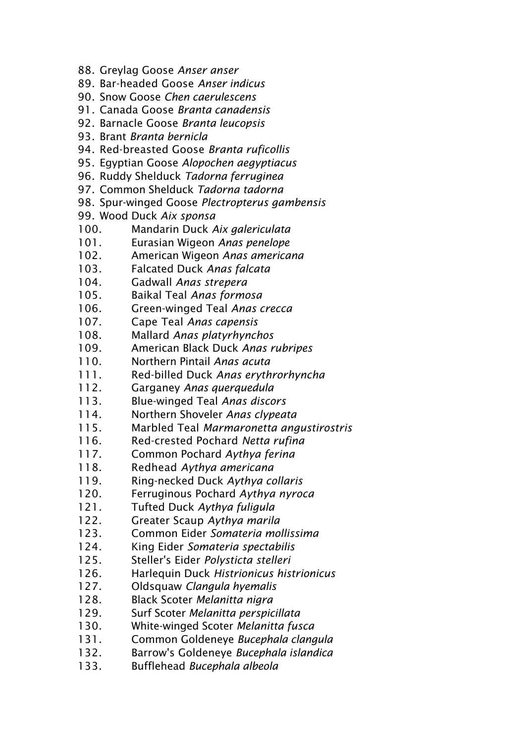88. Greylag Goose *Anser anser*
89. Bar-headed Goose *Anser indicus*
90. Snow Goose *Chen caerulescens*
91. Canada Goose *Branta canadensis*
92. Barnacle Goose *Branta leucopsis*
93. Brant *Branta bernicla*
94. Red-breasted Goose *Branta ruficollis*
95. Egyptian Goose *Alopochen aegyptiacus*
96. Ruddy Shelduck *Tadorna ferruginea*
97. Common Shelduck *Tadorna tadorna*
98. Spur-winged Goose *Plectropterus gambensis*
99. Wood Duck *Aix sponsa*
100. Mandarin Duck *Aix galericulata*
101. Eurasian Wigeon *Anas penelope*
102. American Wigeon *Anas americana*
103. Falcated Duck *Anas falcata*
104. Gadwall *Anas strepera*
105. Baikal Teal *Anas formosa*
106. Green-winged Teal *Anas crecca*
107. Cape Teal *Anas capensis*
108. Mallard *Anas platyrhynchos*
109. American Black Duck *Anas rubripes*
110. Northern Pintail *Anas acuta*
111. Red-billed Duck *Anas erythrorhyncha*
112. Garganey *Anas querquedula*
113. Blue-winged Teal *Anas discors*
114. Northern Shoveler *Anas clypeata*
115. Marbled Teal *Marmaronetta angustirostris*
116. Red-crested Pochard *Netta rufina*
117. Common Pochard *Aythya ferina*
118. Redhead *Aythya americana*
119. Ring-necked Duck *Aythya collaris*
120. Ferruginous Pochard *Aythya nyroca*
121. Tufted Duck *Aythya fuligula*
122. Greater Scaup *Aythya marila*
123. Common Eider *Somateria mollissima*
124. King Eider *Somateria spectabilis*
125. Steller's Eider *Polysticta stelleri*
126. Harlequin Duck *Histrionicus histrionicus*
127. Oldsquaw *Clangula hyemalis*
128. Black Scoter *Melanitta nigra*
129. Surf Scoter *Melanitta perspicillata*
130. White-winged Scoter *Melanitta fusca*
131. Common Goldeneye *Bucephala clangula*
132. Barrow's Goldeneye *Bucephala islandica*
133. Bufflehead *Bucephala albeola*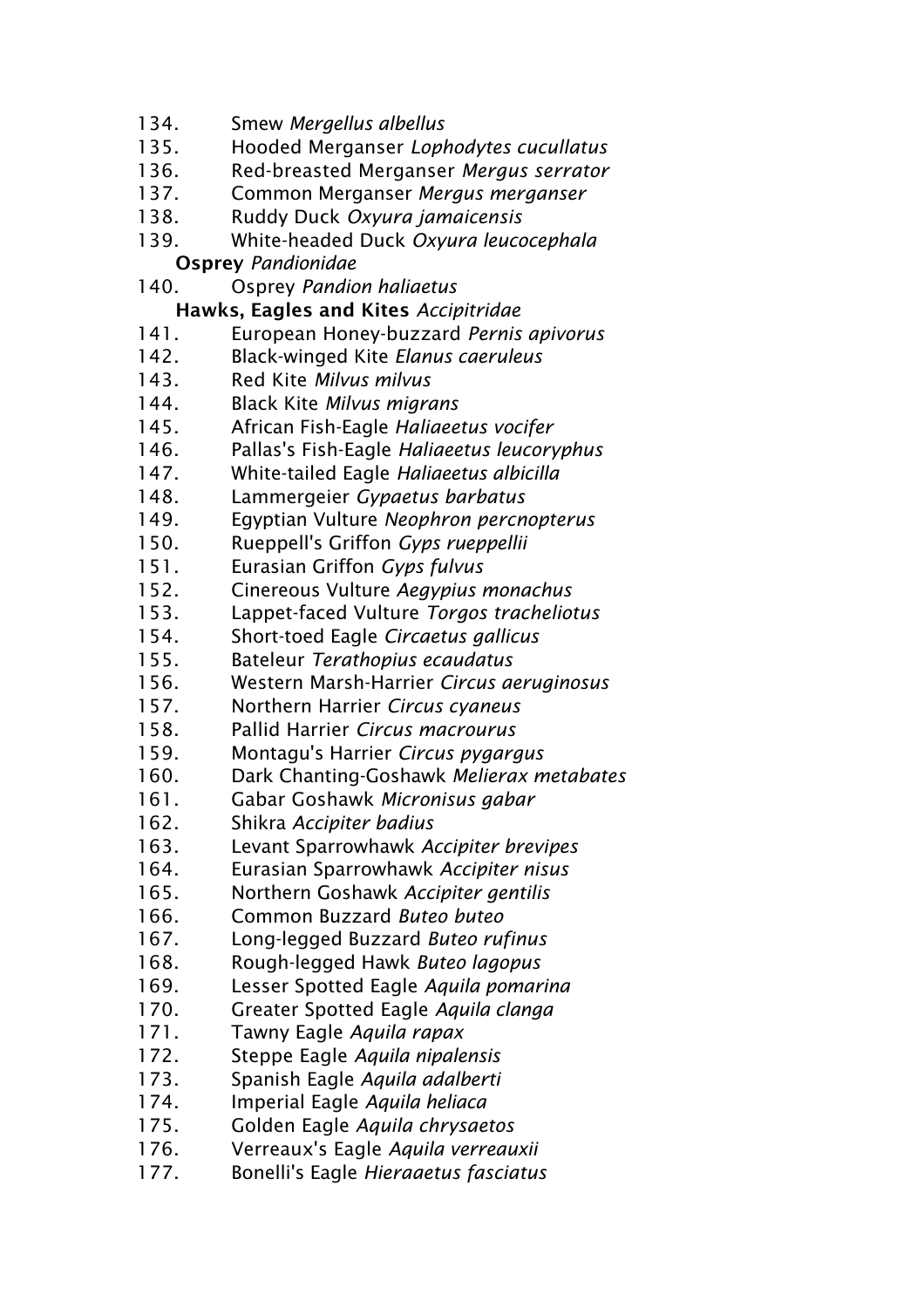134. Smew *Mergellus albellus*
135. Hooded Merganser *Lophodytes cucullatus*
136. Red-breasted Merganser *Mergus serrator*
137. Common Merganser *Mergus merganser*
138. Ruddy Duck *Oxyura jamaicensis*
139. White-headed Duck *Oxyura leucocephala*

**Osprey** *Pandionidae*

140. Osprey *Pandion haliaetus*

**Hawks, Eagles and Kites** *Accipitridae*

141. European Honey-buzzard *Pernis apivorus*
142. Black-winged Kite *Elanus caeruleus*
143. Red Kite *Milvus milvus*
144. Black Kite *Milvus migrans*
145. African Fish-Eagle *Haliaeetus vocifer*
146. Pallas's Fish-Eagle *Haliaeetus leucoryphus*
147. White-tailed Eagle *Haliaeetus albicilla*
148. Lammergeier *Gypaetus barbatus*
149. Egyptian Vulture *Neophron percnopterus*
150. Rueppell's Griffon *Gyps rueppellii*
151. Eurasian Griffon *Gyps fulvus*
152. Cinereous Vulture *Aegypius monachus*
153. Lappet-faced Vulture *Torgos tracheliotus*
154. Short-toed Eagle *Circaetus gallicus*
155. Bateleur *Terathopius ecaudatus*
156. Western Marsh-Harrier *Circus aeruginosus*
157. Northern Harrier *Circus cyaneus*
158. Pallid Harrier *Circus macrourus*
159. Montagu's Harrier *Circus pygargus*
160. Dark Chanting-Goshawk *Melierax metabates*
161. Gabar Goshawk *Micronisus gabar*
162. Shikra *Accipiter badius*
163. Levant Sparrowhawk *Accipiter brevipes*
164. Eurasian Sparrowhawk *Accipiter nisus*
165. Northern Goshawk *Accipiter gentilis*
166. Common Buzzard *Buteo buteo*
167. Long-legged Buzzard *Buteo rufinus*
168. Rough-legged Hawk *Buteo lagopus*
169. Lesser Spotted Eagle *Aquila pomarina*
170. Greater Spotted Eagle *Aquila clanga*
171. Tawny Eagle *Aquila rapax*
172. Steppe Eagle *Aquila nipalensis*
173. Spanish Eagle *Aquila adalberti*
174. Imperial Eagle *Aquila heliaca*
175. Golden Eagle *Aquila chrysaetos*
176. Verreaux's Eagle *Aquila verreauxii*
177. Bonelli's Eagle *Hieraaetus fasciatus*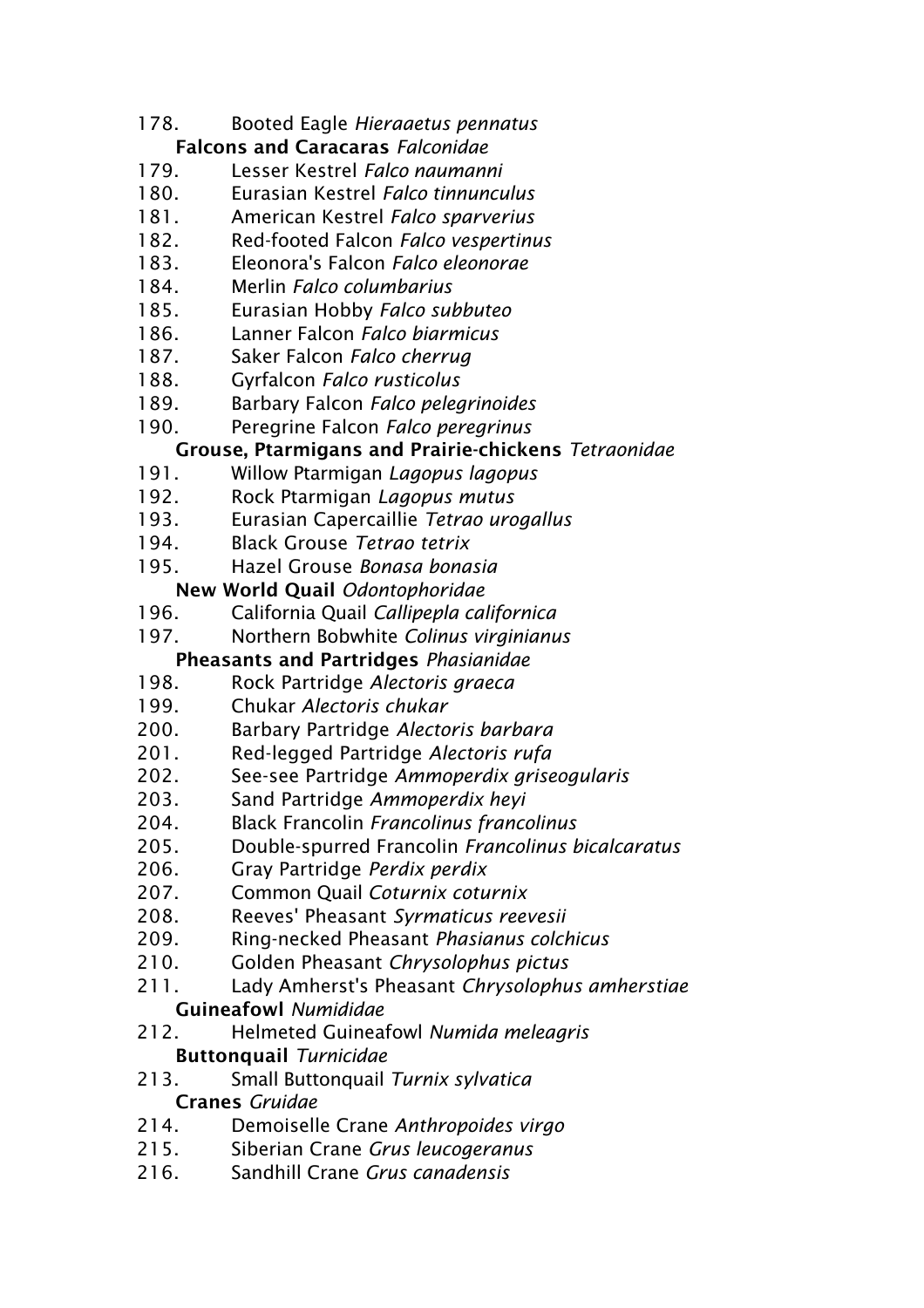178. Booted Eagle *Hieraaetus pennatus*

**Falcons and Caracaras** *Falconidae*

179. Lesser Kestrel *Falco naumanni*
180. Eurasian Kestrel *Falco tinnunculus*
181. American Kestrel *Falco sparverius*
182. Red-footed Falcon *Falco vespertinus*
183. Eleonora's Falcon *Falco eleonorae*
184. Merlin *Falco columbarius*
185. Eurasian Hobby *Falco subbuteo*
186. Lanner Falcon *Falco biarmicus*
187. Saker Falcon *Falco cherrug*
188. Gyrfalcon *Falco rusticolus*
189. Barbary Falcon *Falco pelegrinoides*
190. Peregrine Falcon *Falco peregrinus*

**Grouse, Ptarmigans and Prairie-chickens** *Tetraonidae*

191. Willow Ptarmigan *Lagopus lagopus*
192. Rock Ptarmigan *Lagopus mutus*
193. Eurasian Capercaillie *Tetrao urogallus*
194. Black Grouse *Tetrao tetrix*
195. Hazel Grouse *Bonasa bonasia*

**New World Quail** *Odontophoridae*

196. California Quail *Callipepla californica*
197. Northern Bobwhite *Colinus virginianus*

**Pheasants and Partridges** *Phasianidae*

198. Rock Partridge *Alectoris graeca*
199. Chukar *Alectoris chukar*
200. Barbary Partridge *Alectoris barbara*
201. Red-legged Partridge *Alectoris rufa*
202. See-see Partridge *Ammoperdix griseogularis*
203. Sand Partridge *Ammoperdix heyi*
204. Black Francolin *Francolinus francolinus*
205. Double-spurred Francolin *Francolinus bicalcaratus*
206. Gray Partridge *Perdix perdix*
207. Common Quail *Coturnix coturnix*
208. Reeves' Pheasant *Syrmaticus reevesii*
209. Ring-necked Pheasant *Phasianus colchicus*
210. Golden Pheasant *Chrysolophus pictus*
211. Lady Amherst's Pheasant *Chrysolophus amherstiae*

**Guineafowl** *Numididae*

212. Helmeted Guineafowl *Numida meleagris*

**Buttonquail** *Turnicidae*

213. Small Buttonquail *Turnix sylvatica*

**Cranes** *Gruidae*

214. Demoiselle Crane *Anthropoides virgo*
215. Siberian Crane *Grus leucogeranus*
216. Sandhill Crane *Grus canadensis*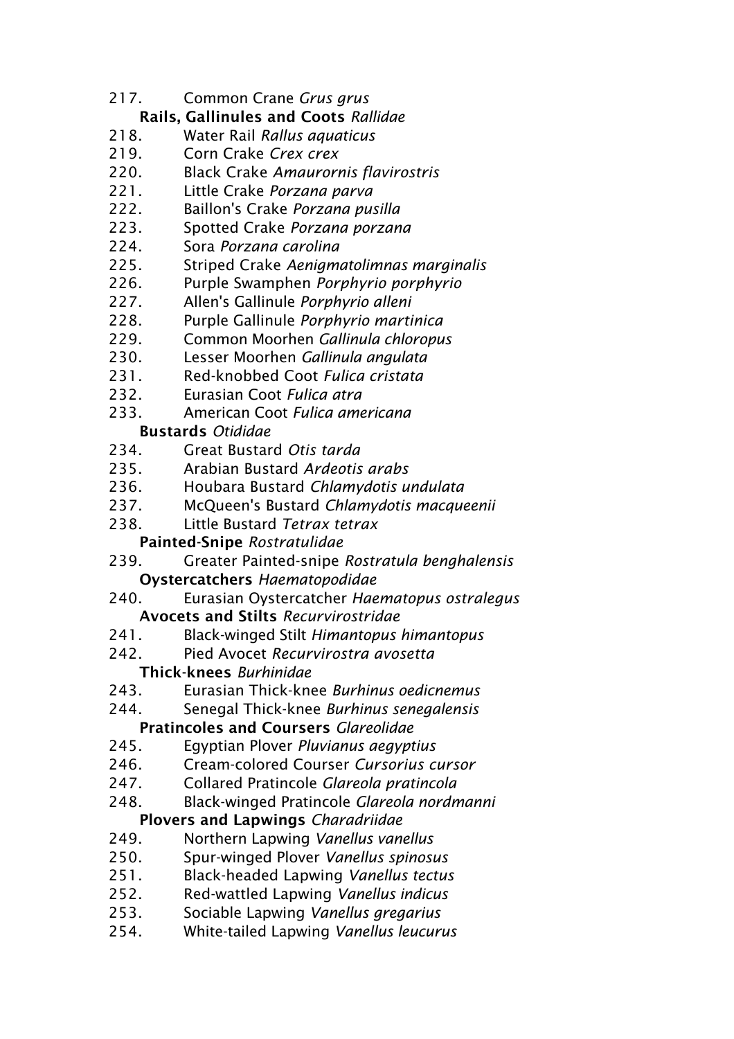217. Common Crane *Grus grus*

**Rails, Gallinules and Coots** *Rallidae*

218. Water Rail *Rallus aquaticus*
219. Corn Crake *Crex crex*
220. Black Crake *Amaurornis flavirostris*
221. Little Crake *Porzana parva*
222. Baillon's Crake *Porzana pusilla*
223. Spotted Crake *Porzana porzana*
224. Sora *Porzana carolina*
225. Striped Crake *Aenigmatolimnas marginalis*
226. Purple Swamphen *Porphyrio porphyrio*
227. Allen's Gallinule *Porphyrio alleni*
228. Purple Gallinule *Porphyrio martinica*
229. Common Moorhen *Gallinula chloropus*
230. Lesser Moorhen *Gallinula angulata*
231. Red-knobbed Coot *Fulica cristata*
232. Eurasian Coot *Fulica atra*
233. American Coot *Fulica americana*

**Bustards** *Otididae*

234. Great Bustard *Otis tarda*
235. Arabian Bustard *Ardeotis arabs*
236. Houbara Bustard *Chlamydotis undulata*
237. McQueen's Bustard *Chlamydotis macqueenii*
238. Little Bustard *Tetrax tetrax*

**Painted-Snipe** *Rostratulidae*

239. Greater Painted-snipe *Rostratula benghalensis*

**Oystercatchers** *Haematopodidae*

240. Eurasian Oystercatcher *Haematopus ostralegus*

**Avocets and Stilts** *Recurvirostridae*

241. Black-winged Stilt *Himantopus himantopus*
242. Pied Avocet *Recurvirostra avosetta*

**Thick-knees** *Burhinidae*

243. Eurasian Thick-knee *Burhinus oedicnemus*
244. Senegal Thick-knee *Burhinus senegalensis*

**Pratincoles and Coursers** *Glareolidae*

245. Egyptian Plover *Pluvianus aegyptius*
246. Cream-colored Courser *Cursorius cursor*
247. Collared Pratincole *Glareola pratincola*
248. Black-winged Pratincole *Glareola nordmanni*

**Plovers and Lapwings** *Charadriidae*

249. Northern Lapwing *Vanellus vanellus*
250. Spur-winged Plover *Vanellus spinosus*
251. Black-headed Lapwing *Vanellus tectus*
252. Red-wattled Lapwing *Vanellus indicus*
253. Sociable Lapwing *Vanellus gregarius*
254. White-tailed Lapwing *Vanellus leucurus*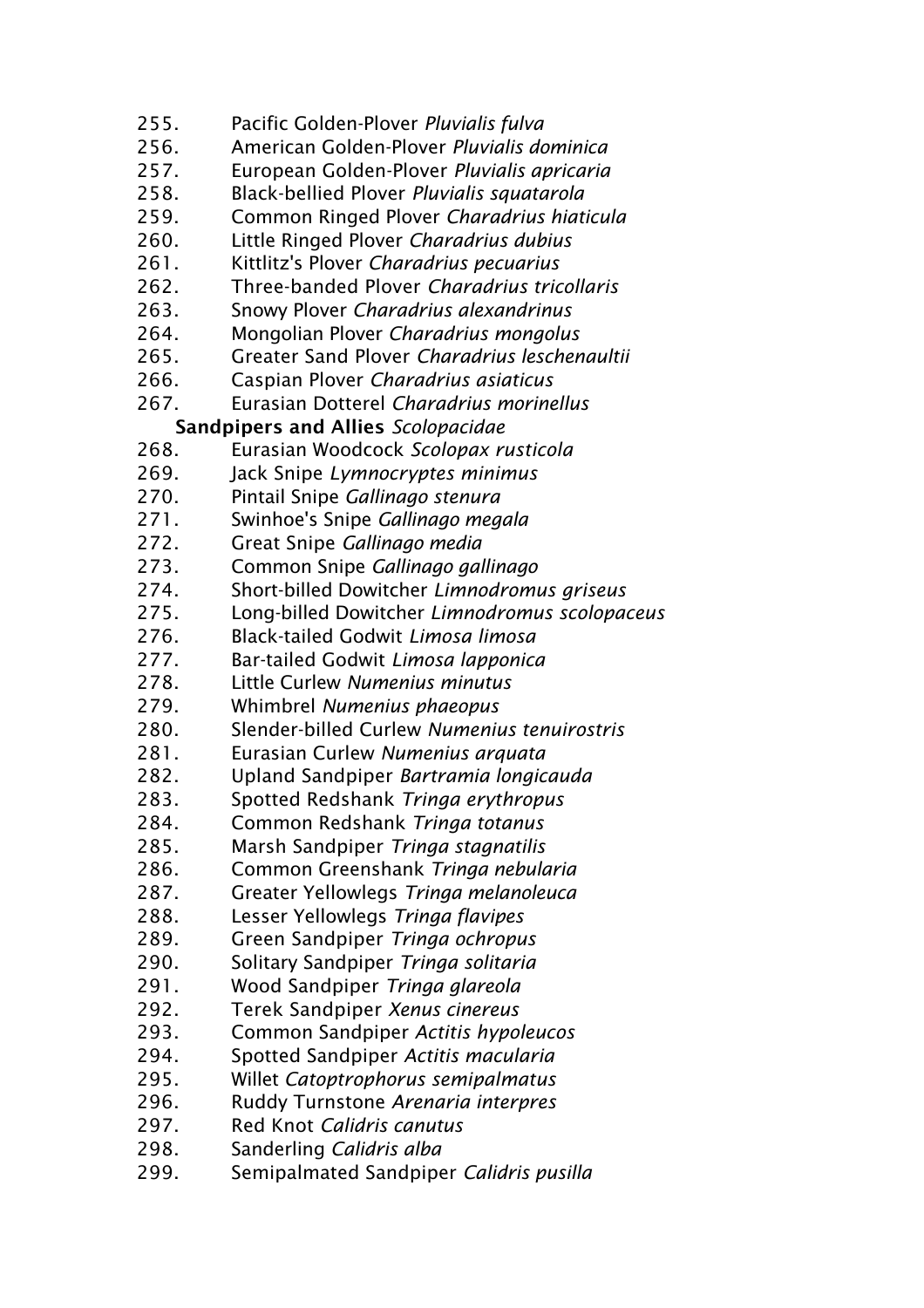255. Pacific Golden-Plover *Pluvialis fulva*
256. American Golden-Plover *Pluvialis dominica*
257. European Golden-Plover *Pluvialis apricaria*
258. Black-bellied Plover *Pluvialis squatarola*
259. Common Ringed Plover *Charadrius hiaticula*
260. Little Ringed Plover *Charadrius dubius*
261. Kittlitz's Plover *Charadrius pecuarius*
262. Three-banded Plover *Charadrius tricollaris*
263. Snowy Plover *Charadrius alexandrinus*
264. Mongolian Plover *Charadrius mongolus*
265. Greater Sand Plover *Charadrius leschenaultii*
266. Caspian Plover *Charadrius asiaticus*
267. Eurasian Dotterel *Charadrius morinellus*

**Sandpipers and Allies** *Scolopacidae*

268. Eurasian Woodcock *Scolopax rusticola*
269. Jack Snipe *Lymnocryptes minimus*
270. Pintail Snipe *Gallinago stenura*
271. Swinhoe's Snipe *Gallinago megala*
272. Great Snipe *Gallinago media*
273. Common Snipe *Gallinago gallinago*
274. Short-billed Dowitcher *Limnodromus griseus*
275. Long-billed Dowitcher *Limnodromus scolopaceus*
276. Black-tailed Godwit *Limosa limosa*
277. Bar-tailed Godwit *Limosa lapponica*
278. Little Curlew *Numenius minutus*
279. Whimbrel *Numenius phaeopus*
280. Slender-billed Curlew *Numenius tenuirostris*
281. Eurasian Curlew *Numenius arquata*
282. Upland Sandpiper *Bartramia longicauda*
283. Spotted Redshank *Tringa erythropus*
284. Common Redshank *Tringa totanus*
285. Marsh Sandpiper *Tringa stagnatilis*
286. Common Greenshank *Tringa nebularia*
287. Greater Yellowlegs *Tringa melanoleuca*
288. Lesser Yellowlegs *Tringa flavipes*
289. Green Sandpiper *Tringa ochropus*
290. Solitary Sandpiper *Tringa solitaria*
291. Wood Sandpiper *Tringa glareola*
292. Terek Sandpiper *Xenus cinereus*
293. Common Sandpiper *Actitis hypoleucos*
294. Spotted Sandpiper *Actitis macularia*
295. Willet *Catoptrophorus semipalmatus*
296. Ruddy Turnstone *Arenaria interpres*
297. Red Knot *Calidris canutus*
298. Sanderling *Calidris alba*
299. Semipalmated Sandpiper *Calidris pusilla*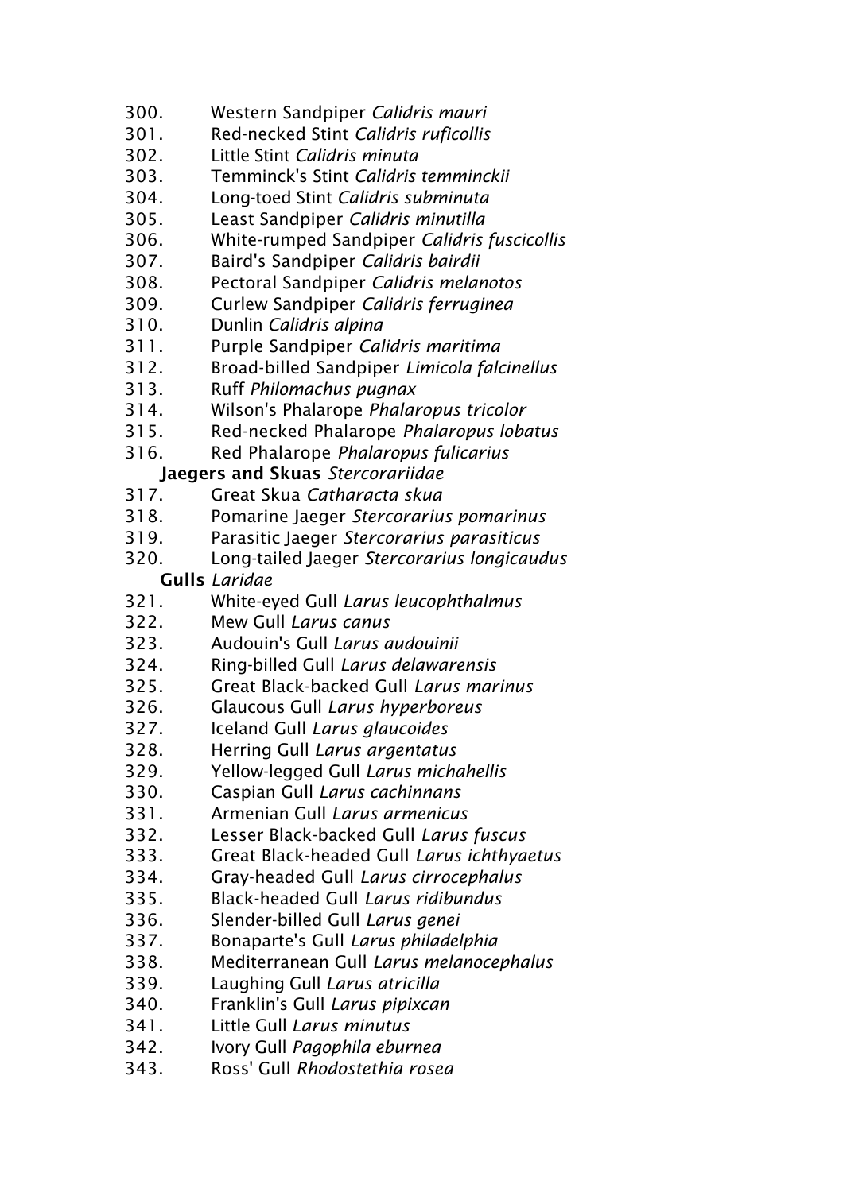300. Western Sandpiper *Calidris mauri*
301. Red-necked Stint *Calidris ruficollis*
302. Little Stint *Calidris minuta*
303. Temminck's Stint *Calidris temminckii*
304. Long-toed Stint *Calidris subminuta*
305. Least Sandpiper *Calidris minutilla*
306. White-rumped Sandpiper *Calidris fuscicollis*
307. Baird's Sandpiper *Calidris bairdii*
308. Pectoral Sandpiper *Calidris melanotos*
309. Curlew Sandpiper *Calidris ferruginea*
310. Dunlin *Calidris alpina*
311. Purple Sandpiper *Calidris maritima*
312. Broad-billed Sandpiper *Limicola falcinellus*
313. Ruff *Philomachus pugnax*
314. Wilson's Phalarope *Phalaropus tricolor*
315. Red-necked Phalarope *Phalaropus lobatus*
316. Red Phalarope *Phalaropus fulicarius*

**Jaegers and Skuas** *Stercorariidae*

317. Great Skua *Catharacta skua*
318. Pomarine Jaeger *Stercorarius pomarinus*
319. Parasitic Jaeger *Stercorarius parasiticus*
320. Long-tailed Jaeger *Stercorarius longicaudus*

**Gulls** *Laridae*

321. White-eyed Gull *Larus leucophthalmus*
322. Mew Gull *Larus canus*
323. Audouin's Gull *Larus audouinii*
324. Ring-billed Gull *Larus delawarensis*
325. Great Black-backed Gull *Larus marinus*
326. Glaucous Gull *Larus hyperboreus*
327. Iceland Gull *Larus glaucoides*
328. Herring Gull *Larus argentatus*
329. Yellow-legged Gull *Larus michahellis*
330. Caspian Gull *Larus cachinnans*
331. Armenian Gull *Larus armenicus*
332. Lesser Black-backed Gull *Larus fuscus*
333. Great Black-headed Gull *Larus ichthyaetus*
334. Gray-headed Gull *Larus cirrocephalus*
335. Black-headed Gull *Larus ridibundus*
336. Slender-billed Gull *Larus genei*
337. Bonaparte's Gull *Larus philadelphia*
338. Mediterranean Gull *Larus melanocephalus*
339. Laughing Gull *Larus atricilla*
340. Franklin's Gull *Larus pipixcan*
341. Little Gull *Larus minutus*
342. Ivory Gull *Pagophila eburnea*
343. Ross' Gull *Rhodostethia rosea*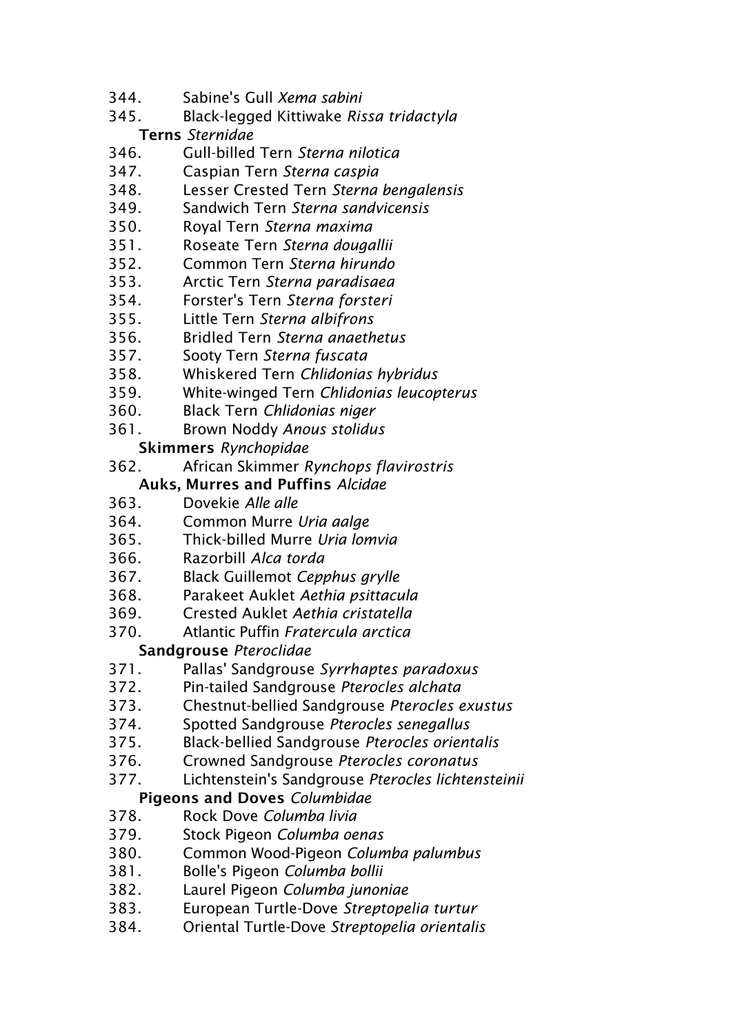344. Sabine's Gull *Xema sabini*
345. Black-legged Kittiwake *Rissa tridactyla*

**Terns** *Sternidae*

346. Gull-billed Tern *Sterna nilotica*
347. Caspian Tern *Sterna caspia*
348. Lesser Crested Tern *Sterna bengalensis*
349. Sandwich Tern *Sterna sandvicensis*
350. Royal Tern *Sterna maxima*
351. Roseate Tern *Sterna dougallii*
352. Common Tern *Sterna hirundo*
353. Arctic Tern *Sterna paradisaea*
354. Forster's Tern *Sterna forsteri*
355. Little Tern *Sterna albifrons*
356. Bridled Tern *Sterna anaethetus*
357. Sooty Tern *Sterna fuscata*
358. Whiskered Tern *Chlidonias hybridus*
359. White-winged Tern *Chlidonias leucopterus*
360. Black Tern *Chlidonias niger*
361. Brown Noddy *Anous stolidus*

**Skimmers** *Rynchopidae*

362. African Skimmer *Rynchops flavirostris*

**Auks, Murres and Puffins** *Alcidae*

363. Dovekie *Alle alle*
364. Common Murre *Uria aalge*
365. Thick-billed Murre *Uria lomvia*
366. Razorbill *Alca torda*
367. Black Guillemot *Cepphus grylle*
368. Parakeet Auklet *Aethia psittacula*
369. Crested Auklet *Aethia cristatella*
370. Atlantic Puffin *Fratercula arctica*

**Sandgrouse** *Pteroclidae*

371. Pallas' Sandgrouse *Syrrhaptes paradoxus*
372. Pin-tailed Sandgrouse *Pterocles alchata*
373. Chestnut-bellied Sandgrouse *Pterocles exustus*
374. Spotted Sandgrouse *Pterocles senegallus*
375. Black-bellied Sandgrouse *Pterocles orientalis*
376. Crowned Sandgrouse *Pterocles coronatus*
377. Lichtenstein's Sandgrouse *Pterocles lichtensteinii*

**Pigeons and Doves** *Columbidae*

378. Rock Dove *Columba livia*
379. Stock Pigeon *Columba oenas*
380. Common Wood-Pigeon *Columba palumbus*
381. Bolle's Pigeon *Columba bollii*
382. Laurel Pigeon *Columba junoniae*
383. European Turtle-Dove *Streptopelia turtur*
384. Oriental Turtle-Dove *Streptopelia orientalis*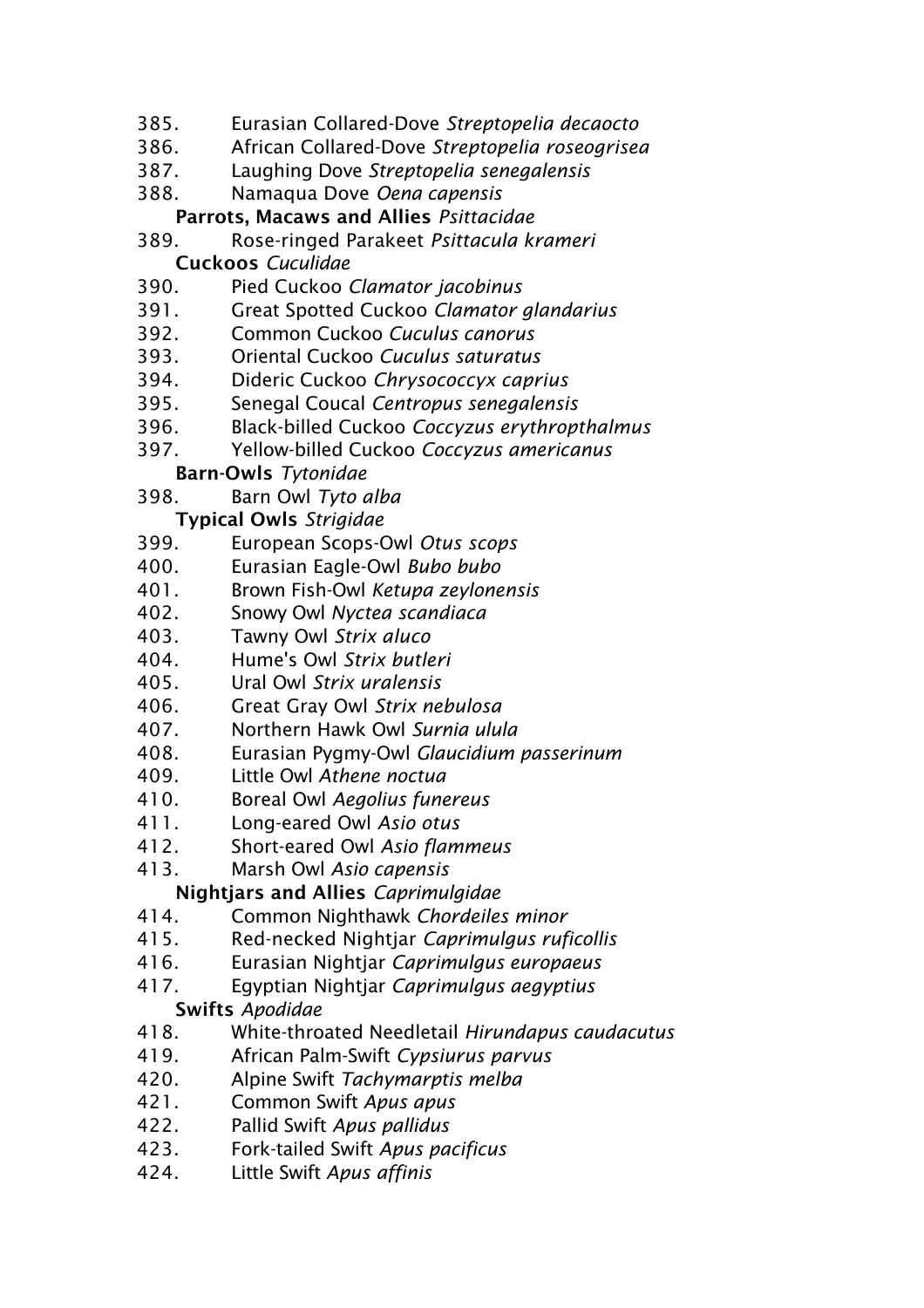385. Eurasian Collared-Dove *Streptopelia decaocto*
386. African Collared-Dove *Streptopelia roseogrisea*
387. Laughing Dove *Streptopelia senegalensis*
388. Namaqua Dove *Oena capensis*

**Parrots, Macaws and Allies** *Psittacidae*

389. Rose-ringed Parakeet *Psittacula krameri*

**Cuckoos** *Cuculidae*

390. Pied Cuckoo *Clamator jacobinus*
391. Great Spotted Cuckoo *Clamator glandarius*
392. Common Cuckoo *Cuculus canorus*
393. Oriental Cuckoo *Cuculus saturatus*
394. Dideric Cuckoo *Chrysococcyx caprius*
395. Senegal Coucal *Centropus senegalensis*
396. Black-billed Cuckoo *Coccyzus erythropthalmus*
397. Yellow-billed Cuckoo *Coccyzus americanus*

**Barn-Owls** *Tytonidae*

398. Barn Owl *Tyto alba*

**Typical Owls** *Strigidae*

399. European Scops-Owl *Otus scops*
400. Eurasian Eagle-Owl *Bubo bubo*
401. Brown Fish-Owl *Ketupa zeylonensis*
402. Snowy Owl *Nyctea scandiaca*
403. Tawny Owl *Strix aluco*
404. Hume's Owl *Strix butleri*
405. Ural Owl *Strix uralensis*
406. Great Gray Owl *Strix nebulosa*
407. Northern Hawk Owl *Surnia ulula*
408. Eurasian Pygmy-Owl *Glaucidium passerinum*
409. Little Owl *Athene noctua*
410. Boreal Owl *Aegolius funereus*
411. Long-eared Owl *Asio otus*
412. Short-eared Owl *Asio flammeus*
413. Marsh Owl *Asio capensis*

**Nightjars and Allies** *Caprimulgidae*

414. Common Nighthawk *Chordeiles minor*
415. Red-necked Nightjar *Caprimulgus ruficollis*
416. Eurasian Nightjar *Caprimulgus europaeus*
417. Egyptian Nightjar *Caprimulgus aegyptius*

**Swifts** *Apodidae*

418. White-throated Needletail *Hirundapus caudacutus*
419. African Palm-Swift *Cypsiurus parvus*
420. Alpine Swift *Tachymarptis melba*
421. Common Swift *Apus apus*
422. Pallid Swift *Apus pallidus*
423. Fork-tailed Swift *Apus pacificus*
424. Little Swift *Apus affinis*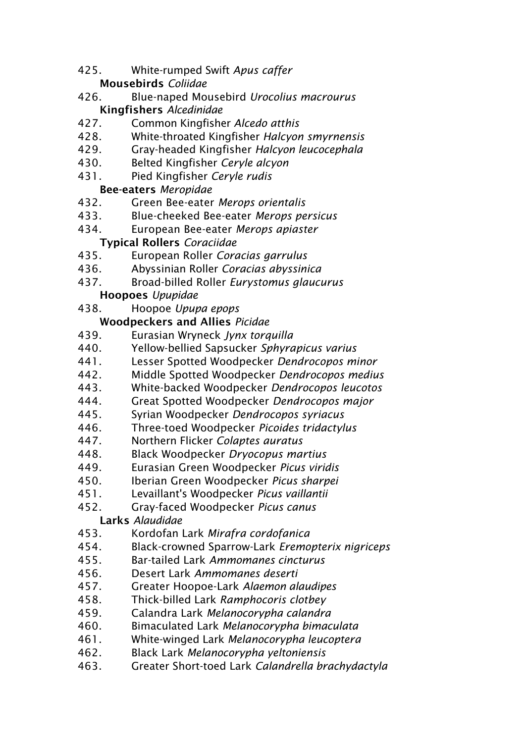425. White-rumped Swift *Apus caffer*

**Mousebirds** *Coliidae*

426. Blue-naped Mousebird *Urocolius macrourus*

**Kingfishers** *Alcedinidae*

427. Common Kingfisher *Alcedo atthis*
428. White-throated Kingfisher *Halcyon smyrnensis*
429. Gray-headed Kingfisher *Halcyon leucocephala*
430. Belted Kingfisher *Ceryle alcyon*
431. Pied Kingfisher *Ceryle rudis*

**Bee-eaters** *Meropidae*

432. Green Bee-eater *Merops orientalis*
433. Blue-cheeked Bee-eater *Merops persicus*
434. European Bee-eater *Merops apiaster*

**Typical Rollers** *Coraciidae*

435. European Roller *Coracias garrulus*
436. Abyssinian Roller *Coracias abyssinica*
437. Broad-billed Roller *Eurystomus glaucurus*

**Hoopoes** *Upupidae*

438. Hoopoe *Upupa epops*

**Woodpeckers and Allies** *Picidae*

439. Eurasian Wryneck *Jynx torquilla*
440. Yellow-bellied Sapsucker *Sphyrapicus varius*
441. Lesser Spotted Woodpecker *Dendrocopos minor*
442. Middle Spotted Woodpecker *Dendrocopos medius*
443. White-backed Woodpecker *Dendrocopos leucotos*
444. Great Spotted Woodpecker *Dendrocopos major*
445. Syrian Woodpecker *Dendrocopos syriacus*
446. Three-toed Woodpecker *Picoides tridactylus*
447. Northern Flicker *Colaptes auratus*
448. Black Woodpecker *Dryocopus martius*
449. Eurasian Green Woodpecker *Picus viridis*
450. Iberian Green Woodpecker *Picus sharpei*
451. Levaillant's Woodpecker *Picus vaillantii*
452. Gray-faced Woodpecker *Picus canus*

**Larks** *Alaudidae*

453. Kordofan Lark *Mirafra cordofanica*
454. Black-crowned Sparrow-Lark *Eremopterix nigriceps*
455. Bar-tailed Lark *Ammomanes cincturus*
456. Desert Lark *Ammomanes deserti*
457. Greater Hoopoe-Lark *Alaemon alaudipes*
458. Thick-billed Lark *Ramphocoris clotbey*
459. Calandra Lark *Melanocorypha calandra*
460. Bimaculated Lark *Melanocorypha bimaculata*
461. White-winged Lark *Melanocorypha leucoptera*
462. Black Lark *Melanocorypha yeltoniensis*
463. Greater Short-toed Lark *Calandrella brachydactyla*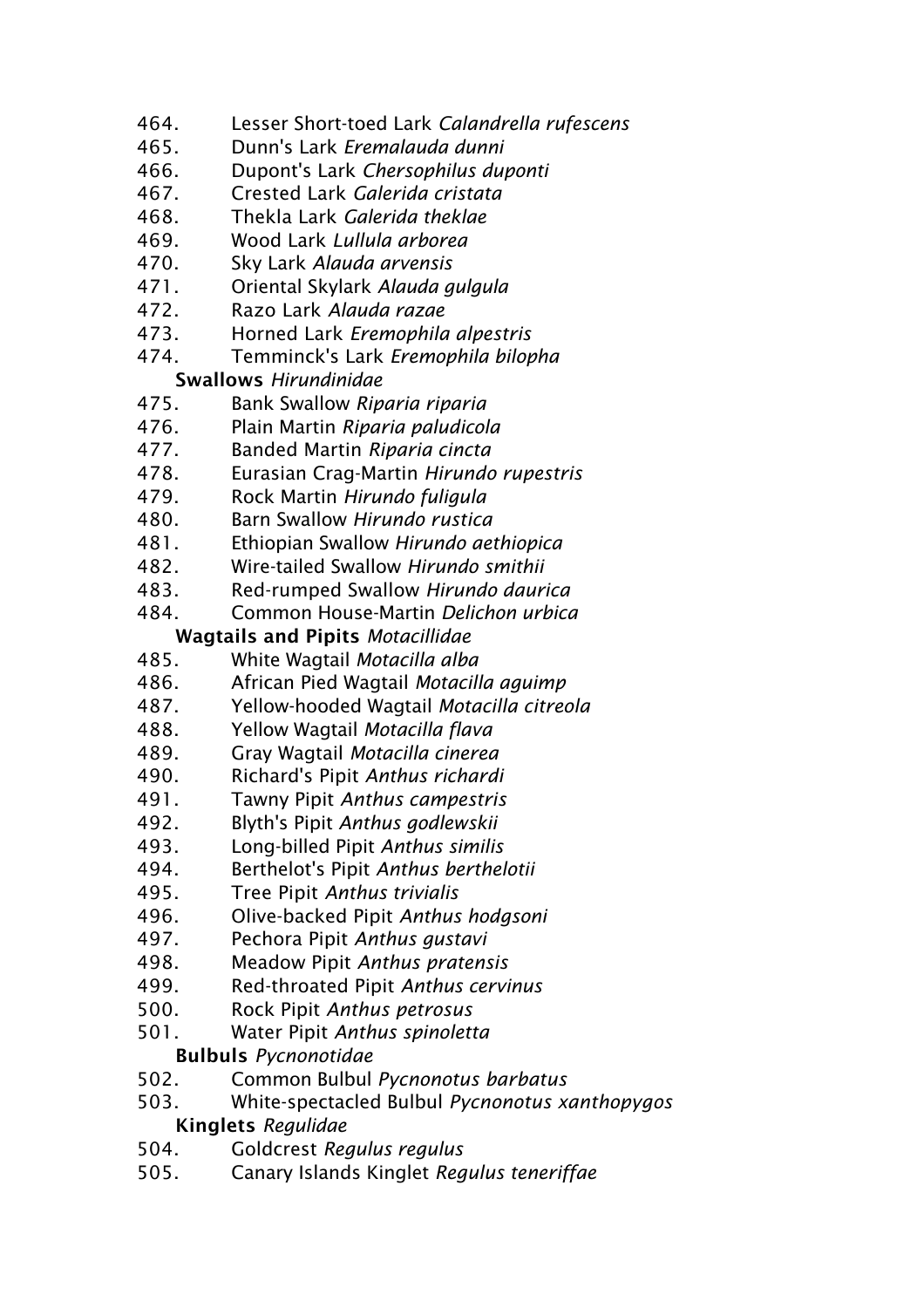464. Lesser Short-toed Lark *Calandrella rufescens*
465. Dunn's Lark *Eremalauda dunni*
466. Dupont's Lark *Chersophilus duponti*
467. Crested Lark *Galerida cristata*
468. Thekla Lark *Galerida theklae*
469. Wood Lark *Lullula arborea*
470. Sky Lark *Alauda arvensis*
471. Oriental Skylark *Alauda gulgula*
472. Razo Lark *Alauda razae*
473. Horned Lark *Eremophila alpestris*
474. Temminck's Lark *Eremophila bilopha*

**Swallows** *Hirundinidae*

475. Bank Swallow *Riparia riparia*
476. Plain Martin *Riparia paludicola*
477. Banded Martin *Riparia cincta*
478. Eurasian Crag-Martin *Hirundo rupestris*
479. Rock Martin *Hirundo fuligula*
480. Barn Swallow *Hirundo rustica*
481. Ethiopian Swallow *Hirundo aethiopica*
482. Wire-tailed Swallow *Hirundo smithii*
483. Red-rumped Swallow *Hirundo daurica*
484. Common House-Martin *Delichon urbica*

**Wagtails and Pipits** *Motacillidae*

485. White Wagtail *Motacilla alba*
486. African Pied Wagtail *Motacilla aguimp*
487. Yellow-hooded Wagtail *Motacilla citreola*
488. Yellow Wagtail *Motacilla flava*
489. Gray Wagtail *Motacilla cinerea*
490. Richard's Pipit *Anthus richardi*
491. Tawny Pipit *Anthus campestris*
492. Blyth's Pipit *Anthus godlewskii*
493. Long-billed Pipit *Anthus similis*
494. Berthelot's Pipit *Anthus berthelotii*
495. Tree Pipit *Anthus trivialis*
496. Olive-backed Pipit *Anthus hodgsoni*
497. Pechora Pipit *Anthus gustavi*
498. Meadow Pipit *Anthus pratensis*
499. Red-throated Pipit *Anthus cervinus*
500. Rock Pipit *Anthus petrosus*
501. Water Pipit *Anthus spinoletta*

**Bulbuls** *Pycnonotidae*

502. Common Bulbul *Pycnonotus barbatus*
503. White-spectacled Bulbul *Pycnonotus xanthopygos*

**Kinglets** *Regulidae*

504. Goldcrest *Regulus regulus*
505. Canary Islands Kinglet *Regulus teneriffae*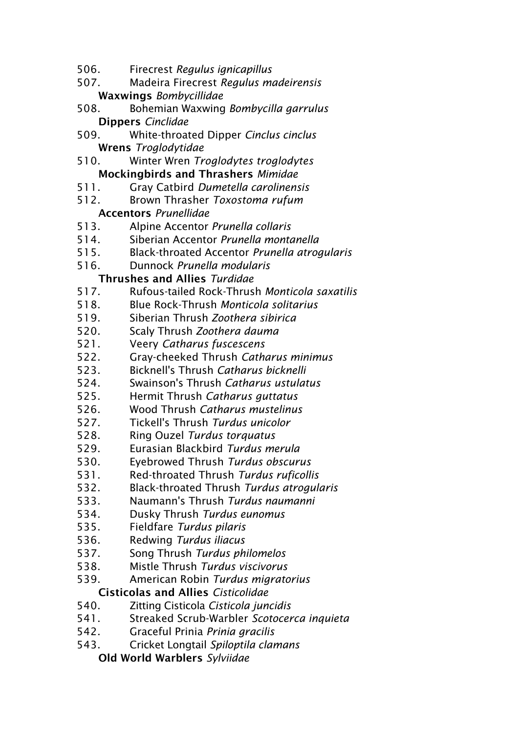506. Firecrest *Regulus ignicapillus*
507. Madeira Firecrest *Regulus madeirensis*

**Waxwings** *Bombycillidae*

508. Bohemian Waxwing *Bombycilla garrulus*

**Dippers** *Cinclidae*

509. White-throated Dipper *Cinclus cinclus*

**Wrens** *Troglodytidae*

510. Winter Wren *Troglodytes troglodytes*

**Mockingbirds and Thrashers** *Mimidae*

511. Gray Catbird *Dumetella carolinensis*
512. Brown Thrasher *Toxostoma rufum*

**Accentors** *Prunellidae*

513. Alpine Accentor *Prunella collaris*
514. Siberian Accentor *Prunella montanella*
515. Black-throated Accentor *Prunella atrogularis*
516. Dunnock *Prunella modularis*

**Thrushes and Allies** *Turdidae*

517. Rufous-tailed Rock-Thrush *Monticola saxatilis*
518. Blue Rock-Thrush *Monticola solitarius*
519. Siberian Thrush *Zoothera sibirica*
520. Scaly Thrush *Zoothera dauma*
521. Veery *Catharus fuscescens*
522. Gray-cheeked Thrush *Catharus minimus*
523. Bicknell's Thrush *Catharus bicknelli*
524. Swainson's Thrush *Catharus ustulatus*
525. Hermit Thrush *Catharus guttatus*
526. Wood Thrush *Catharus mustelinus*
527. Tickell's Thrush *Turdus unicolor*
528. Ring Ouzel *Turdus torquatus*
529. Eurasian Blackbird *Turdus merula*
530. Eyebrowed Thrush *Turdus obscurus*
531. Red-throated Thrush *Turdus ruficollis*
532. Black-throated Thrush *Turdus atrogularis*
533. Naumann's Thrush *Turdus naumanni*
534. Dusky Thrush *Turdus eunomus*
535. Fieldfare *Turdus pilaris*
536. Redwing *Turdus iliacus*
537. Song Thrush *Turdus philomelos*
538. Mistle Thrush *Turdus viscivorus*
539. American Robin *Turdus migratorius*

**Cisticolas and Allies** *Cisticolidae*

540. Zitting Cisticola *Cisticola juncidis*
541. Streaked Scrub-Warbler *Scotocerca inquieta*
542. Graceful Prinia *Prinia gracilis*
543. Cricket Longtail *Spiloptila clamans*

**Old World Warblers** *Sylviidae*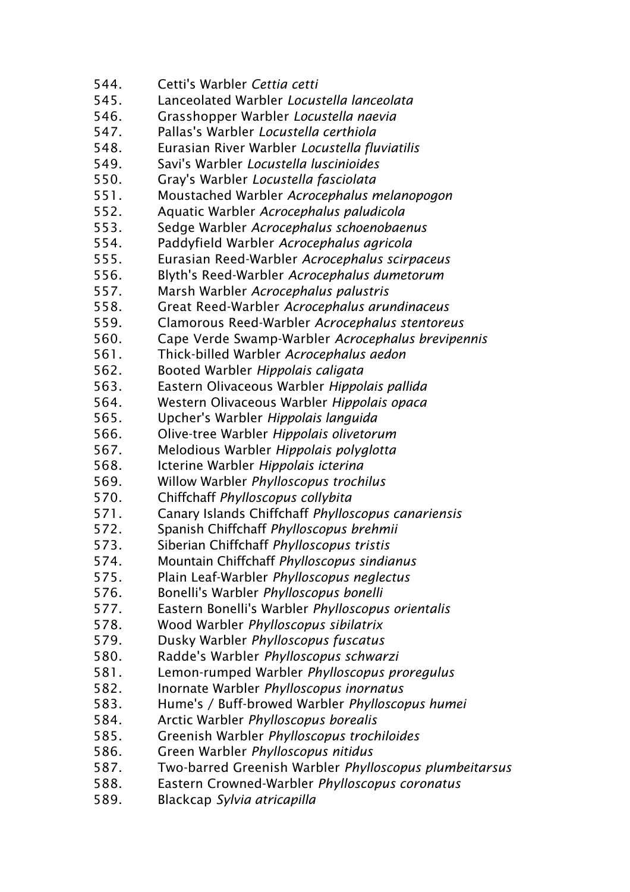544. Cetti's Warbler *Cettia cetti*
545. Lanceolated Warbler *Locustella lanceolata*
546. Grasshopper Warbler *Locustella naevia*
547. Pallas's Warbler *Locustella certhiola*
548. Eurasian River Warbler *Locustella fluviatilis*
549. Savi's Warbler *Locustella luscinioides*
550. Gray's Warbler *Locustella fasciolata*
551. Moustached Warbler *Acrocephalus melanopogon*
552. Aquatic Warbler *Acrocephalus paludicola*
553. Sedge Warbler *Acrocephalus schoenobaenus*
554. Paddyfield Warbler *Acrocephalus agricola*
555. Eurasian Reed-Warbler *Acrocephalus scirpaceus*
556. Blyth's Reed-Warbler *Acrocephalus dumetorum*
557. Marsh Warbler *Acrocephalus palustris*
558. Great Reed-Warbler *Acrocephalus arundinaceus*
559. Clamorous Reed-Warbler *Acrocephalus stentoreus*
560. Cape Verde Swamp-Warbler *Acrocephalus brevipennis*
561. Thick-billed Warbler *Acrocephalus aedon*
562. Booted Warbler *Hippolais caligata*
563. Eastern Olivaceous Warbler *Hippolais pallida*
564. Western Olivaceous Warbler *Hippolais opaca*
565. Upcher's Warbler *Hippolais languida*
566. Olive-tree Warbler *Hippolais olivetorum*
567. Melodious Warbler *Hippolais polyglotta*
568. Icterine Warbler *Hippolais icterina*
569. Willow Warbler *Phylloscopus trochilus*
570. Chiffchaff *Phylloscopus collybita*
571. Canary Islands Chiffchaff *Phylloscopus canariensis*
572. Spanish Chiffchaff *Phylloscopus brehmii*
573. Siberian Chiffchaff *Phylloscopus tristis*
574. Mountain Chiffchaff *Phylloscopus sindianus*
575. Plain Leaf-Warbler *Phylloscopus neglectus*
576. Bonelli's Warbler *Phylloscopus bonelli*
577. Eastern Bonelli's Warbler *Phylloscopus orientalis*
578. Wood Warbler *Phylloscopus sibilatrix*
579. Dusky Warbler *Phylloscopus fuscatus*
580. Radde's Warbler *Phylloscopus schwarzi*
581. Lemon-rumped Warbler *Phylloscopus proregulus*
582. Inornate Warbler *Phylloscopus inornatus*
583. Hume's / Buff-browed Warbler *Phylloscopus humei*
584. Arctic Warbler *Phylloscopus borealis*
585. Greenish Warbler *Phylloscopus trochiloides*
586. Green Warbler *Phylloscopus nitidus*
587. Two-barred Greenish Warbler *Phylloscopus plumbeitarsus*
588. Eastern Crowned-Warbler *Phylloscopus coronatus*
589. Blackcap *Sylvia atricapilla*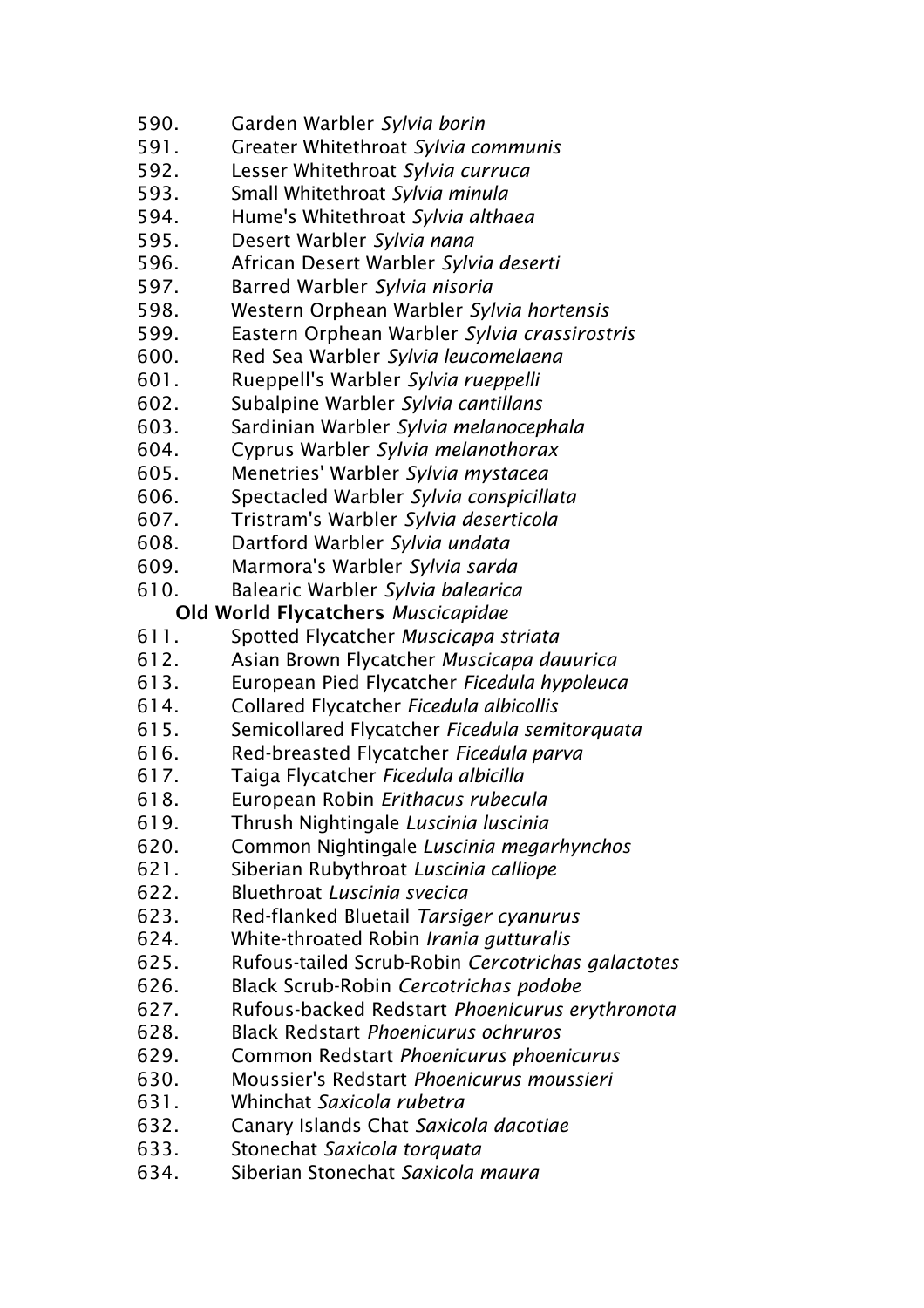590. Garden Warbler *Sylvia borin*
591. Greater Whitethroat *Sylvia communis*
592. Lesser Whitethroat *Sylvia curruca*
593. Small Whitethroat *Sylvia minula*
594. Hume's Whitethroat *Sylvia althaea*
595. Desert Warbler *Sylvia nana*
596. African Desert Warbler *Sylvia deserti*
597. Barred Warbler *Sylvia nisoria*
598. Western Orphean Warbler *Sylvia hortensis*
599. Eastern Orphean Warbler *Sylvia crassirostris*
600. Red Sea Warbler *Sylvia leucomelaena*
601. Rueppell's Warbler *Sylvia rueppelli*
602. Subalpine Warbler *Sylvia cantillans*
603. Sardinian Warbler *Sylvia melanocephala*
604. Cyprus Warbler *Sylvia melanothorax*
605. Menetries' Warbler *Sylvia mystacea*
606. Spectacled Warbler *Sylvia conspicillata*
607. Tristram's Warbler *Sylvia deserticola*
608. Dartford Warbler *Sylvia undata*
609. Marmora's Warbler *Sylvia sarda*
610. Balearic Warbler *Sylvia balearica*

**Old World Flycatchers** *Muscicapidae*

611. Spotted Flycatcher *Muscicapa striata*
612. Asian Brown Flycatcher *Muscicapa dauurica*
613. European Pied Flycatcher *Ficedula hypoleuca*
614. Collared Flycatcher *Ficedula albicollis*
615. Semicollared Flycatcher *Ficedula semitorquata*
616. Red-breasted Flycatcher *Ficedula parva*
617. Taiga Flycatcher *Ficedula albicilla*
618. European Robin *Erithacus rubecula*
619. Thrush Nightingale *Luscinia luscinia*
620. Common Nightingale *Luscinia megarhynchos*
621. Siberian Rubythroat *Luscinia calliope*
622. Bluethroat *Luscinia svecica*
623. Red-flanked Bluetail *Tarsiger cyanurus*
624. White-throated Robin *Irania gutturalis*
625. Rufous-tailed Scrub-Robin *Cercotrichas galactotes*
626. Black Scrub-Robin *Cercotrichas podobe*
627. Rufous-backed Redstart *Phoenicurus erythronota*
628. Black Redstart *Phoenicurus ochruros*
629. Common Redstart *Phoenicurus phoenicurus*
630. Moussier's Redstart *Phoenicurus moussieri*
631. Whinchat *Saxicola rubetra*
632. Canary Islands Chat *Saxicola dacotiae*
633. Stonechat *Saxicola torquata*
634. Siberian Stonechat *Saxicola maura*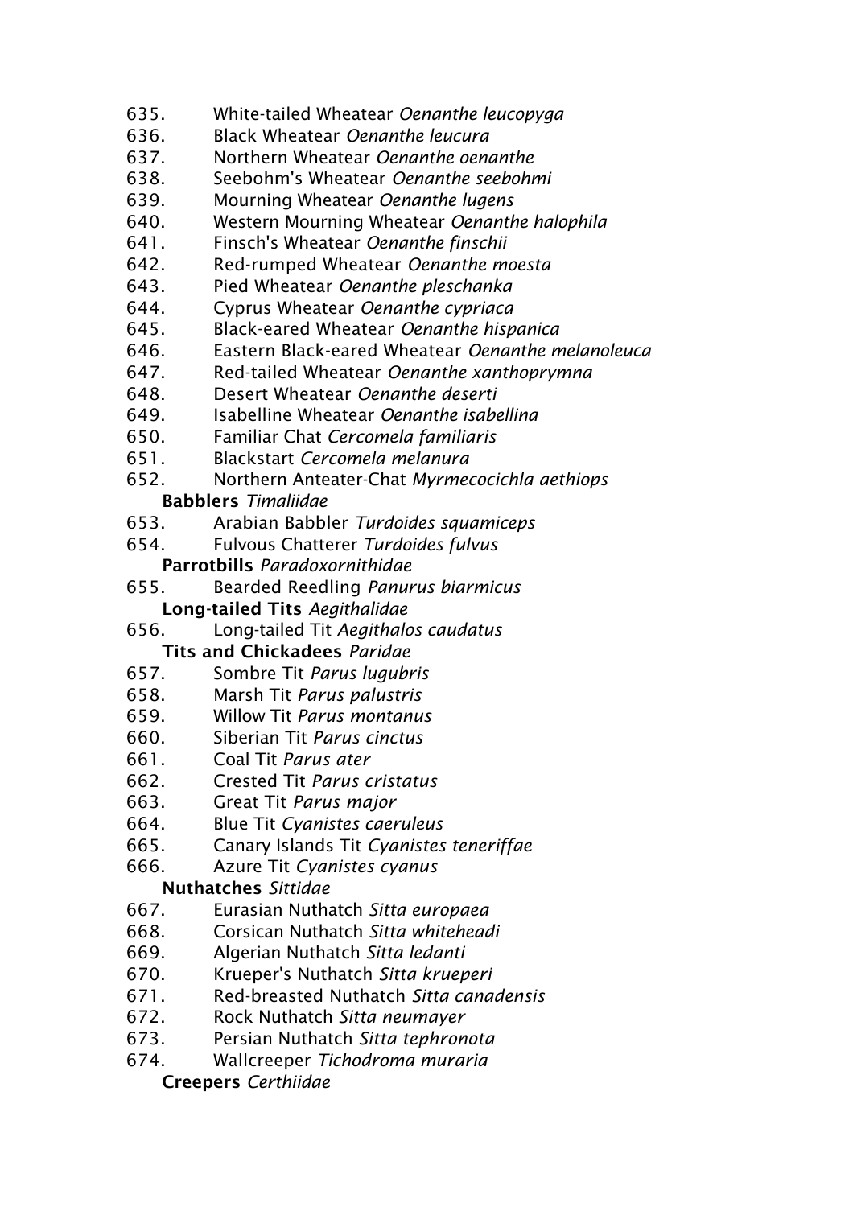635. White-tailed Wheatear *Oenanthe leucopyga*
636. Black Wheatear *Oenanthe leucura*
637. Northern Wheatear *Oenanthe oenanthe*
638. Seebohm's Wheatear *Oenanthe seebohmi*
639. Mourning Wheatear *Oenanthe lugens*
640. Western Mourning Wheatear *Oenanthe halophila*
641. Finsch's Wheatear *Oenanthe finschii*
642. Red-rumped Wheatear *Oenanthe moesta*
643. Pied Wheatear *Oenanthe pleschanka*
644. Cyprus Wheatear *Oenanthe cypriaca*
645. Black-eared Wheatear *Oenanthe hispanica*
646. Eastern Black-eared Wheatear *Oenanthe melanoleuca*
647. Red-tailed Wheatear *Oenanthe xanthoprymna*
648. Desert Wheatear *Oenanthe deserti*
649. Isabelline Wheatear *Oenanthe isabellina*
650. Familiar Chat *Cercomela familiaris*
651. Blackstart *Cercomela melanura*
652. Northern Anteater-Chat *Myrmecocichla aethiops*

**Babblers** *Timaliidae*

653. Arabian Babbler *Turdoides squamiceps*
654. Fulvous Chatterer *Turdoides fulvus*

**Parrotbills** *Paradoxornithidae*

655. Bearded Reedling *Panurus biarmicus*

**Long-tailed Tits** *Aegithalidae*

656. Long-tailed Tit *Aegithalos caudatus*

**Tits and Chickadees** *Paridae*

657. Sombre Tit *Parus lugubris*
658. Marsh Tit *Parus palustris*
659. Willow Tit *Parus montanus*
660. Siberian Tit *Parus cinctus*
661. Coal Tit *Parus ater*
662. Crested Tit *Parus cristatus*
663. Great Tit *Parus major*
664. Blue Tit *Cyanistes caeruleus*
665. Canary Islands Tit *Cyanistes teneriffae*
666. Azure Tit *Cyanistes cyanus*

**Nuthatches** *Sittidae*

667. Eurasian Nuthatch *Sitta europaea*
668. Corsican Nuthatch *Sitta whiteheadi*
669. Algerian Nuthatch *Sitta ledanti*
670. Krueper's Nuthatch *Sitta krueperi*
671. Red-breasted Nuthatch *Sitta canadensis*
672. Rock Nuthatch *Sitta neumayer*
673. Persian Nuthatch *Sitta tephronota*
674. Wallcreeper *Tichodroma muraria*

**Creepers** *Certhiidae*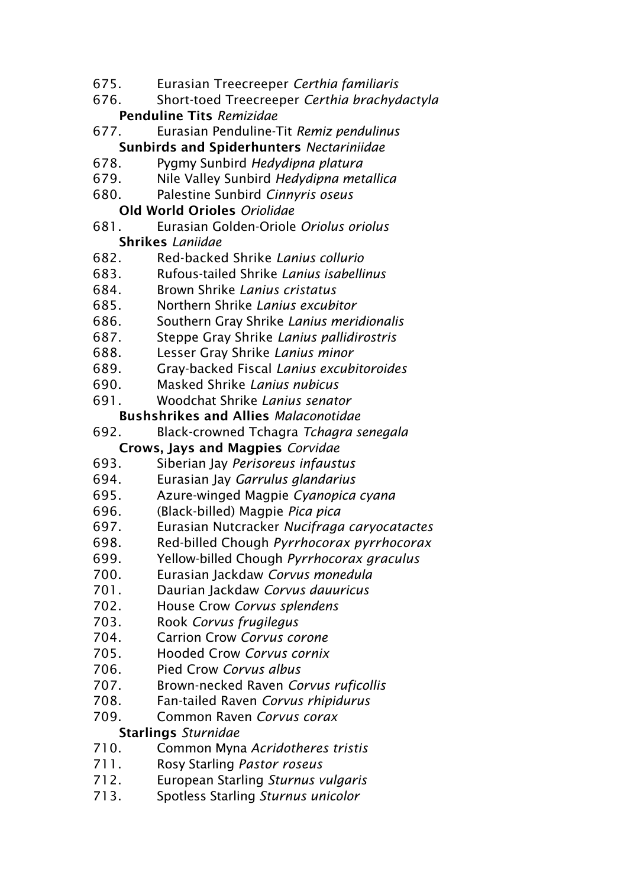675. Eurasian Treecreeper *Certhia familiaris*
676. Short-toed Treecreeper *Certhia brachydactyla*

**Penduline Tits** *Remizidae*

677. Eurasian Penduline-Tit *Remiz pendulinus*

**Sunbirds and Spiderhunters** *Nectariniidae*

678. Pygmy Sunbird *Hedydipna platura*
679. Nile Valley Sunbird *Hedydipna metallica*
680. Palestine Sunbird *Cinnyris oseus*

**Old World Orioles** *Oriolidae*

681. Eurasian Golden-Oriole *Oriolus oriolus*

**Shrikes** *Laniidae*

682. Red-backed Shrike *Lanius collurio*
683. Rufous-tailed Shrike *Lanius isabellinus*
684. Brown Shrike *Lanius cristatus*
685. Northern Shrike *Lanius excubitor*
686. Southern Gray Shrike *Lanius meridionalis*
687. Steppe Gray Shrike *Lanius pallidirostris*
688. Lesser Gray Shrike *Lanius minor*
689. Gray-backed Fiscal *Lanius excubitoroides*
690. Masked Shrike *Lanius nubicus*
691. Woodchat Shrike *Lanius senator*

**Bushshrikes and Allies** *Malaconotidae*

692. Black-crowned Tchagra *Tchagra senegala*

**Crows, Jays and Magpies** *Corvidae*

693. Siberian Jay *Perisoreus infaustus*
694. Eurasian Jay *Garrulus glandarius*
695. Azure-winged Magpie *Cyanopica cyana*
696. (Black-billed) Magpie *Pica pica*
697. Eurasian Nutcracker *Nucifraga caryocatactes*
698. Red-billed Chough *Pyrrhocorax pyrrhocorax*
699. Yellow-billed Chough *Pyrrhocorax graculus*
700. Eurasian Jackdaw *Corvus monedula*
701. Daurian Jackdaw *Corvus dauuricus*
702. House Crow *Corvus splendens*
703. Rook *Corvus frugilegus*
704. Carrion Crow *Corvus corone*
705. Hooded Crow *Corvus cornix*
706. Pied Crow *Corvus albus*
707. Brown-necked Raven *Corvus ruficollis*
708. Fan-tailed Raven *Corvus rhipidurus*
709. Common Raven *Corvus corax*

**Starlings** *Sturnidae*

710. Common Myna *Acridotheres tristis*
711. Rosy Starling *Pastor roseus*
712. European Starling *Sturnus vulgaris*
713. Spotless Starling *Sturnus unicolor*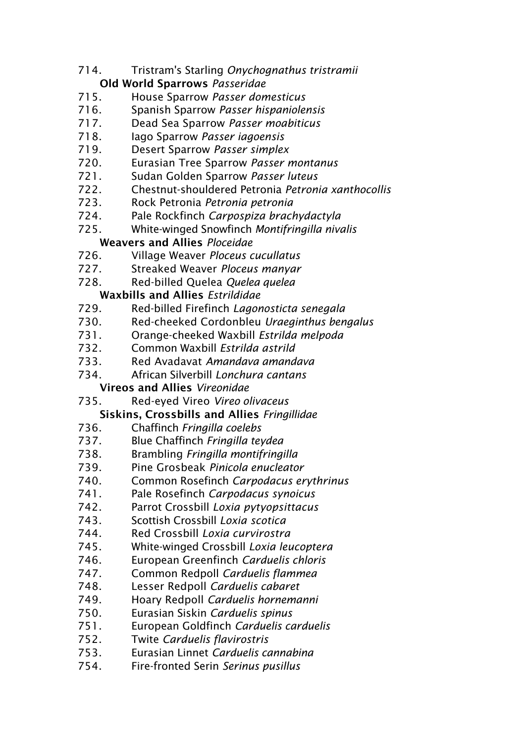714. Tristram's Starling *Onychognathus tristramii*

**Old World Sparrows** *Passeridae*

715. House Sparrow *Passer domesticus*
716. Spanish Sparrow *Passer hispaniolensis*
717. Dead Sea Sparrow *Passer moabiticus*
718. Iago Sparrow *Passer iagoensis*
719. Desert Sparrow *Passer simplex*
720. Eurasian Tree Sparrow *Passer montanus*
721. Sudan Golden Sparrow *Passer luteus*
722. Chestnut-shouldered Petronia *Petronia xanthocollis*
723. Rock Petronia *Petronia petronia*
724. Pale Rockfinch *Carpospiza brachydactyla*
725. White-winged Snowfinch *Montifringilla nivalis*

**Weavers and Allies** *Ploceidae*

726. Village Weaver *Ploceus cucullatus*
727. Streaked Weaver *Ploceus manyar*
728. Red-billed Quelea *Quelea quelea*

**Waxbills and Allies** *Estrildidae*

729. Red-billed Firefinch *Lagonosticta senegala*
730. Red-cheeked Cordonbleu *Uraeginthus bengalus*
731. Orange-cheeked Waxbill *Estrilda melpoda*
732. Common Waxbill *Estrilda astrild*
733. Red Avadavat *Amandava amandava*
734. African Silverbill *Lonchura cantans*

**Vireos and Allies** *Vireonidae*

735. Red-eyed Vireo *Vireo olivaceus*

**Siskins, Crossbills and Allies** *Fringillidae*

736. Chaffinch *Fringilla coelebs*
737. Blue Chaffinch *Fringilla teydea*
738. Brambling *Fringilla montifringilla*
739. Pine Grosbeak *Pinicola enucleator*
740. Common Rosefinch *Carpodacus erythrinus*
741. Pale Rosefinch *Carpodacus synoicus*
742. Parrot Crossbill *Loxia pytyopsittacus*
743. Scottish Crossbill *Loxia scotica*
744. Red Crossbill *Loxia curvirostra*
745. White-winged Crossbill *Loxia leucoptera*
746. European Greenfinch *Carduelis chloris*
747. Common Redpoll *Carduelis flammea*
748. Lesser Redpoll *Carduelis cabaret*
749. Hoary Redpoll *Carduelis hornemanni*
750. Eurasian Siskin *Carduelis spinus*
751. European Goldfinch *Carduelis carduelis*
752. Twite *Carduelis flavirostris*
753. Eurasian Linnet *Carduelis cannabina*
754. Fire-fronted Serin *Serinus pusillus*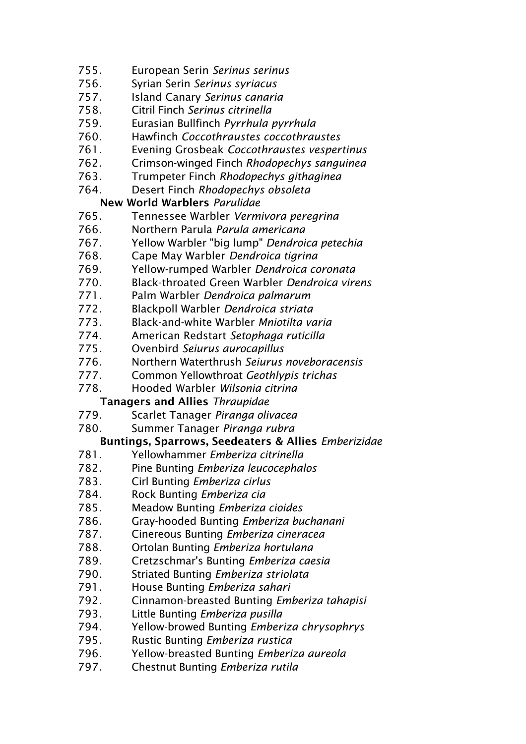755. European Serin *Serinus serinus*
756. Syrian Serin *Serinus syriacus*
757. Island Canary *Serinus canaria*
758. Citril Finch *Serinus citrinella*
759. Eurasian Bullfinch *Pyrrhula pyrrhula*
760. Hawfinch *Coccothraustes coccothraustes*
761. Evening Grosbeak *Coccothraustes vespertinus*
762. Crimson-winged Finch *Rhodopechys sanguinea*
763. Trumpeter Finch *Rhodopechys githaginea*
764. Desert Finch *Rhodopechys obsoleta*

**New World Warblers** *Parulidae*

765. Tennessee Warbler *Vermivora peregrina*
766. Northern Parula *Parula americana*
767. Yellow Warbler "big lump" *Dendroica petechia*
768. Cape May Warbler *Dendroica tigrina*
769. Yellow-rumped Warbler *Dendroica coronata*
770. Black-throated Green Warbler *Dendroica virens*
771. Palm Warbler *Dendroica palmarum*
772. Blackpoll Warbler *Dendroica striata*
773. Black-and-white Warbler *Mniotilta varia*
774. American Redstart *Setophaga ruticilla*
775. Ovenbird *Seiurus aurocapillus*
776. Northern Waterthrush *Seiurus noveboracensis*
777. Common Yellowthroat *Geothlypis trichas*
778. Hooded Warbler *Wilsonia citrina*

**Tanagers and Allies** *Thraupidae*

779. Scarlet Tanager *Piranga olivacea*
780. Summer Tanager *Piranga rubra*

**Buntings, Sparrows, Seedeaters & Allies** *Emberizidae*

781. Yellowhammer *Emberiza citrinella*
782. Pine Bunting *Emberiza leucocephalos*
783. Cirl Bunting *Emberiza cirlus*
784. Rock Bunting *Emberiza cia*
785. Meadow Bunting *Emberiza cioides*
786. Gray-hooded Bunting *Emberiza buchanani*
787. Cinereous Bunting *Emberiza cineracea*
788. Ortolan Bunting *Emberiza hortulana*
789. Cretzschmar's Bunting *Emberiza caesia*
790. Striated Bunting *Emberiza striolata*
791. House Bunting *Emberiza sahari*
792. Cinnamon-breasted Bunting *Emberiza tahapisi*
793. Little Bunting *Emberiza pusilla*
794. Yellow-browed Bunting *Emberiza chrysophrys*
795. Rustic Bunting *Emberiza rustica*
796. Yellow-breasted Bunting *Emberiza aureola*
797. Chestnut Bunting *Emberiza rutila*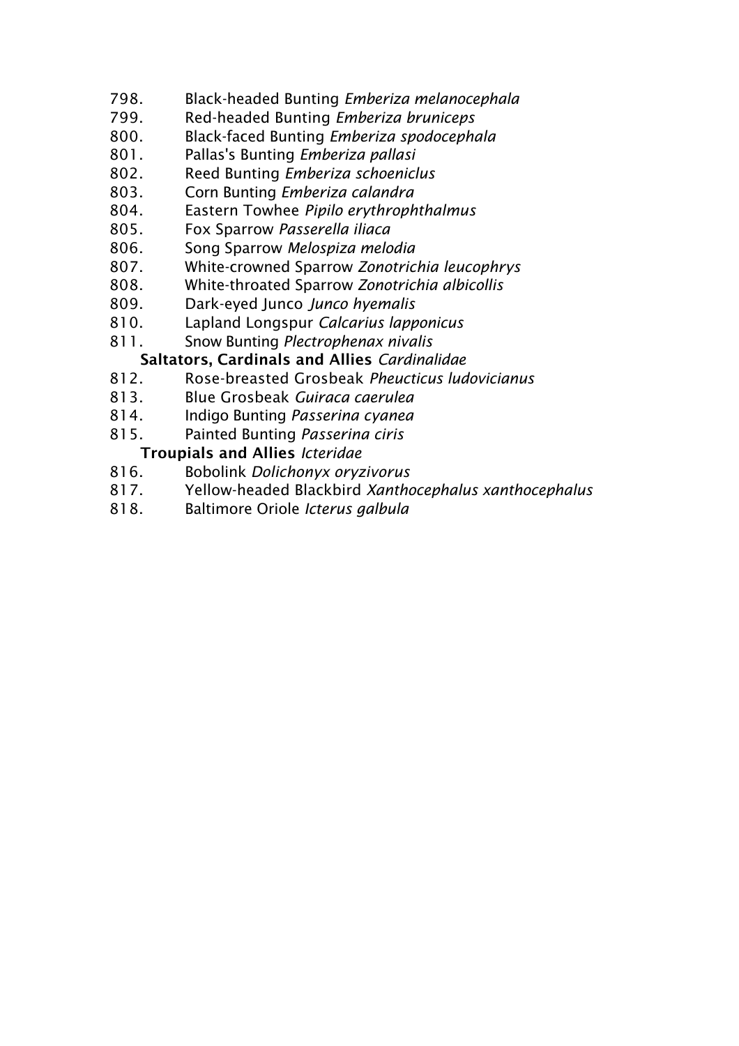798. Black-headed Bunting *Emberiza melanocephala*
799. Red-headed Bunting *Emberiza bruniceps*
800. Black-faced Bunting *Emberiza spodocephala*
801. Pallas's Bunting *Emberiza pallasi*
802. Reed Bunting *Emberiza schoeniclus*
803. Corn Bunting *Emberiza calandra*
804. Eastern Towhee *Pipilo erythrophthalmus*
805. Fox Sparrow *Passerella iliaca*
806. Song Sparrow *Melospiza melodia*
807. White-crowned Sparrow *Zonotrichia leucophrys*
808. White-throated Sparrow *Zonotrichia albicollis*
809. Dark-eyed Junco *Junco hyemalis*
810. Lapland Longspur *Calcarius lapponicus*
811. Snow Bunting *Plectrophenax nivalis*

**Saltators, Cardinals and Allies** *Cardinalidae*

812. Rose-breasted Grosbeak *Pheucticus ludovicianus*
813. Blue Grosbeak *Guiraca caerulea*
814. Indigo Bunting *Passerina cyanea*
815. Painted Bunting *Passerina ciris*

**Troupials and Allies** *Icteridae*

816. Bobolink *Dolichonyx oryzivorus*
817. Yellow-headed Blackbird *Xanthocephalus xanthocephalus*
818. Baltimore Oriole *Icterus galbula*